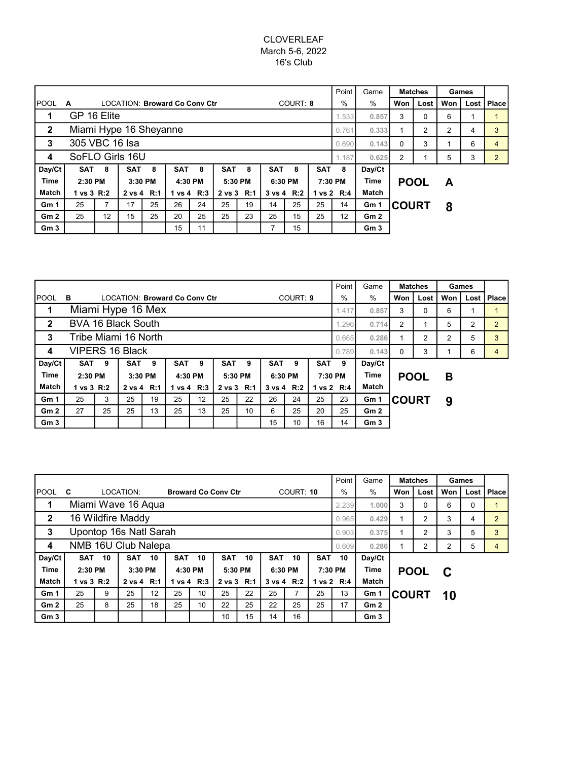CLOVERLEAF
March 5-6, 2022
16's Club

| POOL A | LOCATION: **Broward Co Conv Ctr** | COURT: **8** | Point % | Game % | Matches Won | Matches Lost | Games Won | Games Lost | Place |
|---|---|---|---|---|---|---|---|---|---|
| 1 | GP 16 Elite | | 1.533 | 0.857 | 3 | 0 | 6 | 1 | 1 |
| 2 | Miami Hype 16 Sheyanne | | 0.761 | 0.333 | 1 | 2 | 2 | 4 | 3 |
| 3 | 305 VBC 16 Isa | | 0.690 | 0.143 | 0 | 3 | 1 | 6 | 4 |
| 4 | SoFLO Girls 16U | | 1.187 | 0.625 | 2 | 1 | 5 | 3 | 2 |

| Day/Ct | SAT 8 | | SAT 8 | | SAT 8 | | SAT 8 | | SAT 8 | | SAT 8 | | Day/Ct |
|---|---|---|---|---|---|---|---|---|---|---|---|---|---|
| Time | 2:30 PM | | 3:30 PM | | 4:30 PM | | 5:30 PM | | 6:30 PM | | 7:30 PM | | Time |
| Match | 1 vs 3 R:2 | | 2 vs 4 R:1 | | 1 vs 4 R:3 | | 2 vs 3 R:1 | | 3 vs 4 R:2 | | 1 vs 2 R:4 | | Match |
| Gm 1 | 25 | 7 | 17 | 25 | 26 | 24 | 25 | 19 | 14 | 25 | 25 | 14 | Gm 1 |
| Gm 2 | 25 | 12 | 15 | 25 | 20 | 25 | 25 | 23 | 25 | 15 | 25 | 12 | Gm 2 |
| Gm 3 | | | | | 15 | 11 | | | 7 | 15 | | | Gm 3 |

**POOL A**

**COURT 8**

| POOL B | LOCATION: **Broward Co Conv Ctr** | COURT: **9** | Point % | Game % | Matches Won | Matches Lost | Games Won | Games Lost | Place |
|---|---|---|---|---|---|---|---|---|---|
| 1 | Miami Hype 16 Mex | | 1.417 | 0.857 | 3 | 0 | 6 | 1 | 1 |
| 2 | BVA 16 Black South | | 1.296 | 0.714 | 2 | 1 | 5 | 2 | 2 |
| 3 | Tribe Miami 16 North | | 0.665 | 0.286 | 1 | 2 | 2 | 5 | 3 |
| 4 | VIPERS 16 Black | | 0.789 | 0.143 | 0 | 3 | 1 | 6 | 4 |

| Day/Ct | SAT 9 | | SAT 9 | | SAT 9 | | SAT 9 | | SAT 9 | | SAT 9 | | Day/Ct |
|---|---|---|---|---|---|---|---|---|---|---|---|---|---|
| Time | 2:30 PM | | 3:30 PM | | 4:30 PM | | 5:30 PM | | 6:30 PM | | 7:30 PM | | Time |
| Match | 1 vs 3 R:2 | | 2 vs 4 R:1 | | 1 vs 4 R:3 | | 2 vs 3 R:1 | | 3 vs 4 R:2 | | 1 vs 2 R:4 | | Match |
| Gm 1 | 25 | 3 | 25 | 19 | 25 | 12 | 25 | 22 | 26 | 24 | 25 | 23 | Gm 1 |
| Gm 2 | 27 | 25 | 25 | 13 | 25 | 13 | 25 | 10 | 6 | 25 | 20 | 25 | Gm 2 |
| Gm 3 | | | | | | | | | 15 | 10 | 16 | 14 | Gm 3 |

**POOL B**

**COURT 9**

| POOL C | LOCATION: **Broward Co Conv Ctr** | COURT: **10** | Point % | Game % | Matches Won | Matches Lost | Games Won | Games Lost | Place |
|---|---|---|---|---|---|---|---|---|---|
| 1 | Miami Wave 16 Aqua | | 2.239 | 1.000 | 3 | 0 | 6 | 0 | 1 |
| 2 | 16 Wildfire Maddy | | 0.965 | 0.429 | 1 | 2 | 3 | 4 | 2 |
| 3 | Upontop 16s Natl Sarah | | 0.903 | 0.375 | 1 | 2 | 3 | 5 | 3 |
| 4 | NMB 16U Club Nalepa | | 0.609 | 0.286 | 1 | 2 | 2 | 5 | 4 |

| Day/Ct | SAT 10 | | SAT 10 | | SAT 10 | | SAT 10 | | SAT 10 | | SAT 10 | | Day/Ct |
|---|---|---|---|---|---|---|---|---|---|---|---|---|---|
| Time | 2:30 PM | | 3:30 PM | | 4:30 PM | | 5:30 PM | | 6:30 PM | | 7:30 PM | | Time |
| Match | 1 vs 3 R:2 | | 2 vs 4 R:1 | | 1 vs 4 R:3 | | 2 vs 3 R:1 | | 3 vs 4 R:2 | | 1 vs 2 R:4 | | Match |
| Gm 1 | 25 | 9 | 25 | 12 | 25 | 10 | 25 | 22 | 25 | 7 | 25 | 13 | Gm 1 |
| Gm 2 | 25 | 8 | 25 | 18 | 25 | 10 | 22 | 25 | 22 | 25 | 25 | 17 | Gm 2 |
| Gm 3 | | | | | | | 10 | 15 | 14 | 16 | | | Gm 3 |

**POOL C**

**COURT 10**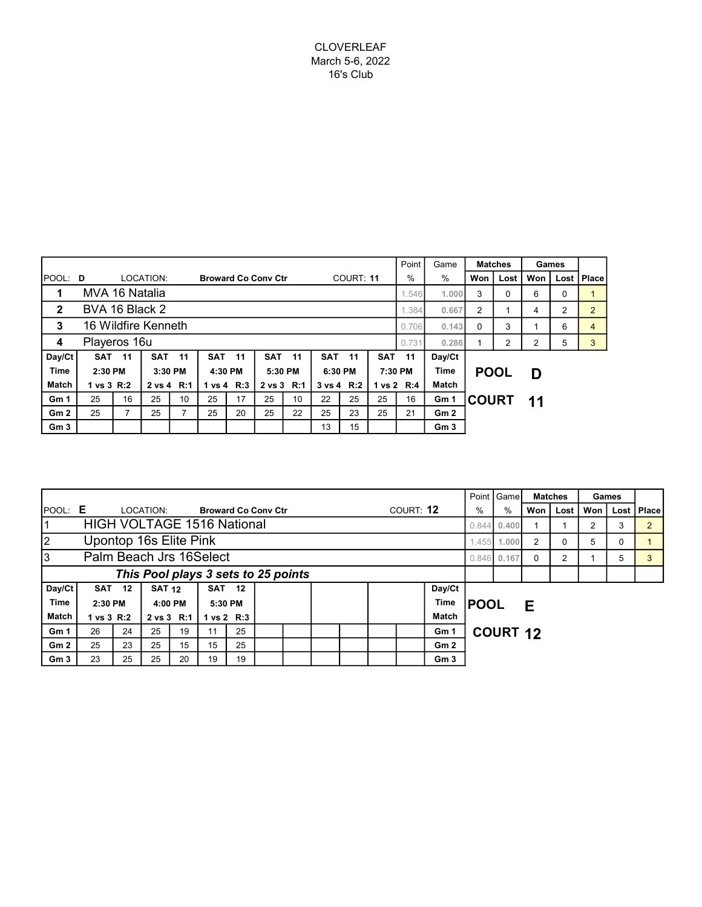CLOVERLEAF
March 5-6, 2022
16's Club

| POOL: D | LOCATION: Broward Co Conv Ctr | COURT: 11 | Point % | Game % | Matches Won | Matches Lost | Games Won | Games Lost | Place |
|---|---|---|---|---|---|---|---|---|---|
| 1 | MVA 16 Natalia | | 1.546 | 1.000 | 3 | 0 | 6 | 0 | 1 |
| 2 | BVA 16 Black 2 | | 1.384 | 0.667 | 2 | 1 | 4 | 2 | 2 |
| 3 | 16 Wildfire Kenneth | | 0.706 | 0.143 | 0 | 3 | 1 | 6 | 4 |
| 4 | Playeros 16u | | 0.731 | 0.286 | 1 | 2 | 2 | 5 | 3 |

| Day/Ct | SAT 11 | | SAT 11 | | SAT 11 | | SAT 11 | | SAT 11 | | SAT 11 | | Day/Ct |
|---|---|---|---|---|---|---|---|---|---|---|---|---|---|
| Time | 2:30 PM | | 3:30 PM | | 4:30 PM | | 5:30 PM | | 6:30 PM | | 7:30 PM | | Time |
| Match | 1 vs 3 R:2 | | 2 vs 4 R:1 | | 1 vs 4 R:3 | | 2 vs 3 R:1 | | 3 vs 4 R:2 | | 1 vs 2 R:4 | | Match |
| Gm 1 | 25 | 16 | 25 | 10 | 25 | 17 | 25 | 10 | 22 | 25 | 25 | 16 | Gm 1 |
| Gm 2 | 25 | 7 | 25 | 7 | 25 | 20 | 25 | 22 | 25 | 23 | 25 | 21 | Gm 2 |
| Gm 3 | | | | | | | | | 13 | 15 | | | Gm 3 |

**POOL D**

**COURT 11**

| POOL: E | LOCATION: Broward Co Conv Ctr | COURT: 12 | Point % | Game % | Matches Won | Matches Lost | Games Won | Games Lost | Place |
|---|---|---|---|---|---|---|---|---|---|
| 1 | HIGH VOLTAGE 1516 National | | 0.844 | 0.400 | 1 | 1 | 2 | 3 | 2 |
| 2 | Upontop 16s Elite Pink | | 1.455 | 1.000 | 2 | 0 | 5 | 0 | 1 |
| 3 | Palm Beach Jrs 16Select | | 0.846 | 0.167 | 0 | 2 | 1 | 5 | 3 |
| | *This Pool plays 3 sets to 25 points* | | | | | | | | |

| Day/Ct | SAT 12 | | SAT 12 | | SAT 12 | | | | | | | | Day/Ct |
|---|---|---|---|---|---|---|---|---|---|---|---|---|---|
| Time | 2:30 PM | | 4:00 PM | | 5:30 PM | | | | | | | | Time |
| Match | 1 vs 3 R:2 | | 2 vs 3 R:1 | | 1 vs 2 R:3 | | | | | | | | Match |
| Gm 1 | 26 | 24 | 25 | 19 | 11 | 25 | | | | | | | Gm 1 |
| Gm 2 | 25 | 23 | 25 | 15 | 15 | 25 | | | | | | | Gm 2 |
| Gm 3 | 23 | 25 | 25 | 20 | 19 | 19 | | | | | | | Gm 3 |

**POOL E**

**COURT 12**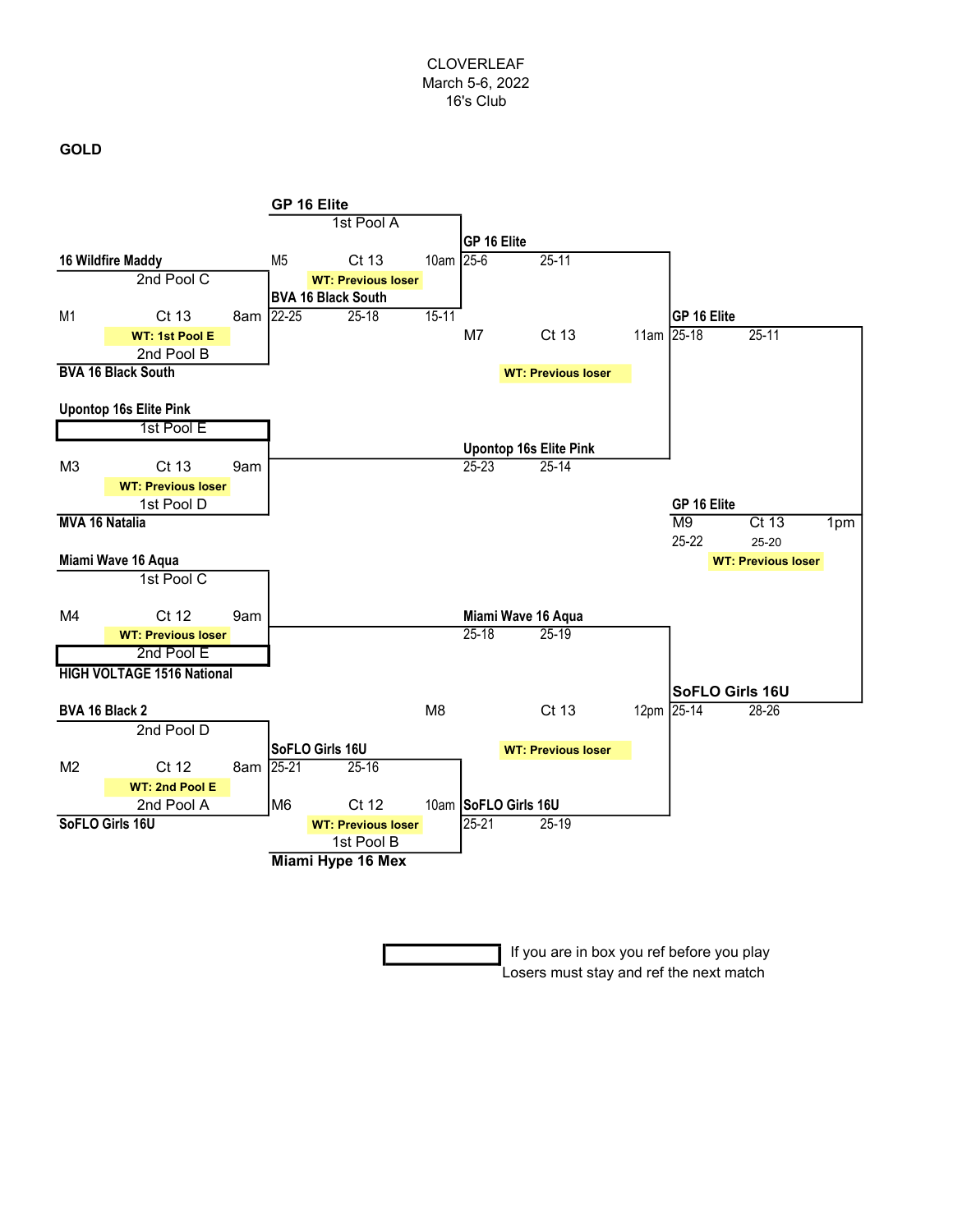CLOVERLEAF
March 5-6, 2022
16's Club

**GOLD**

**Round 1**

| Match | Court | Time | Work Team | Team 1 | Team 2 |
|---|---|---|---|---|---|
| M1 | Ct 13 | 8am | WT: 1st Pool E | 16 Wildfire Maddy (2nd Pool C) | BVA 16 Black South (2nd Pool B) |
| M2 | Ct 12 | 8am | WT: 2nd Pool E | BVA 16 Black 2 (2nd Pool D) | SoFLO Girls 16U (2nd Pool A) |
| M3 | Ct 13 | 9am | WT: Previous loser | Upontop 16s Elite Pink (1st Pool E) | MVA 16 Natalia (1st Pool D) |
| M4 | Ct 12 | 9am | WT: Previous loser | Miami Wave 16 Aqua (1st Pool C) | HIGH VOLTAGE 1516 National (2nd Pool E) |

**Round 2**

| Match | Court | Time | Work Team | Team 1 | Team 2 | Scores | Winner |
|---|---|---|---|---|---|---|---|
| M5 | Ct 13 | 10am | WT: Previous loser | GP 16 Elite (1st Pool A) | BVA 16 Black South | 22-25, 25-18, 15-11 | GP 16 Elite |
| M6 | Ct 12 | 10am | WT: Previous loser | SoFLO Girls 16U | Miami Hype 16 Mex (1st Pool B) | 25-21, 25-16 | SoFLO Girls 16U |

M3 winner: Upontop 16s Elite Pink
M4 winner: Miami Wave 16 Aqua

**Semifinals**

| Match | Court | Time | Work Team | Team 1 | Team 2 | Scores | Winner |
|---|---|---|---|---|---|---|---|
| M7 | Ct 13 | 11am | WT: Previous loser | GP 16 Elite (25-6, 25-11) | Upontop 16s Elite Pink (25-23, 25-14) | 25-18, 25-11 | GP 16 Elite |
| M8 | Ct 13 | 12pm | WT: Previous loser | Miami Wave 16 Aqua (25-18, 25-19) | SoFLO Girls 16U (25-21, 25-19) | 25-14, 28-26 | SoFLO Girls 16U |

**Final**

| Match | Court | Time | Work Team | Team 1 | Team 2 | Scores | Winner |
|---|---|---|---|---|---|---|---|
| M9 | Ct 13 | 1pm | WT: Previous loser | GP 16 Elite | SoFLO Girls 16U | 25-22, 25-20 | GP 16 Elite |

If you are in box you ref before you play
Losers must stay and ref the next match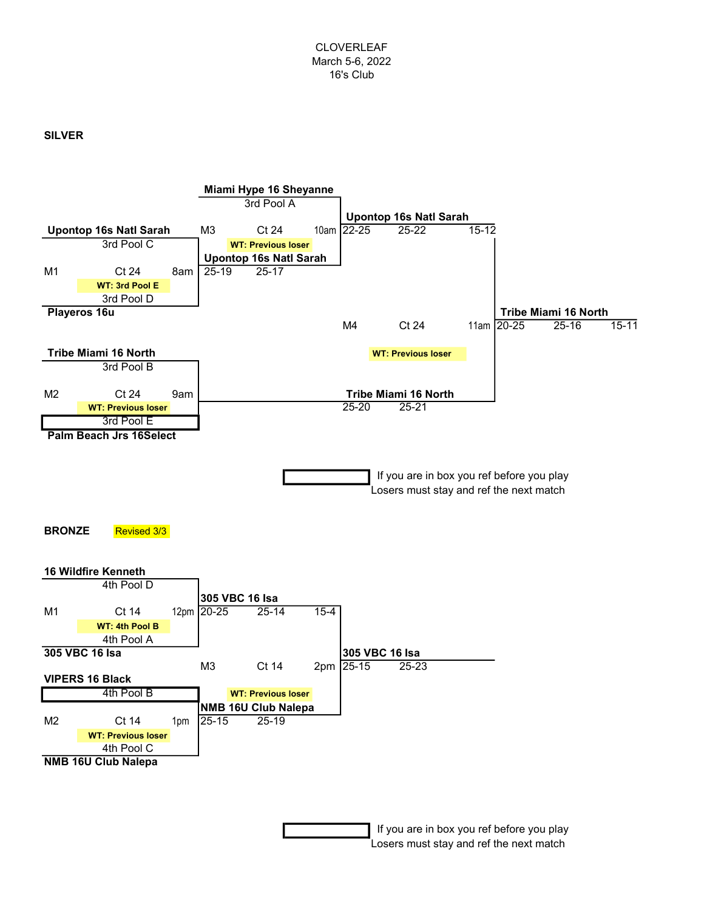CLOVERLEAF
March 5-6, 2022
16's Club

**SILVER**

**Upontop 16s Natl Sarah**
3rd Pool C

M1 Ct 24 8am
WT: 3rd Pool E
3rd Pool D
**Playeros 16u**

**Miami Hype 16 Sheyanne**
3rd Pool A

M3 Ct 24 10am
WT: Previous loser
**Upontop 16s Natl Sarah**
25-19 25-17

**Upontop 16s Natl Sarah**
22-25 25-22 15-12

**Tribe Miami 16 North**
3rd Pool B

M2 Ct 24 9am
WT: Previous loser
3rd Pool E
**Palm Beach Jrs 16Select**

M4 Ct 24 11am
WT: Previous loser

**Tribe Miami 16 North**
25-20 25-21

**Tribe Miami 16 North**
20-25 25-16 15-11

If you are in box you ref before you play
Losers must stay and ref the next match

**BRONZE** Revised 3/3

**16 Wildfire Kenneth**
4th Pool D

M1 Ct 14 12pm
WT: 4th Pool B
4th Pool A
**305 VBC 16 Isa**

**305 VBC 16 Isa**
20-25 25-14 15-4

M3 Ct 14 2pm
WT: Previous loser

**305 VBC 16 Isa**
25-15 25-23

**VIPERS 16 Black**
4th Pool B

M2 Ct 14 1pm
WT: Previous loser
4th Pool C
**NMB 16U Club Nalepa**

**NMB 16U Club Nalepa**
25-15 25-19

If you are in box you ref before you play
Losers must stay and ref the next match